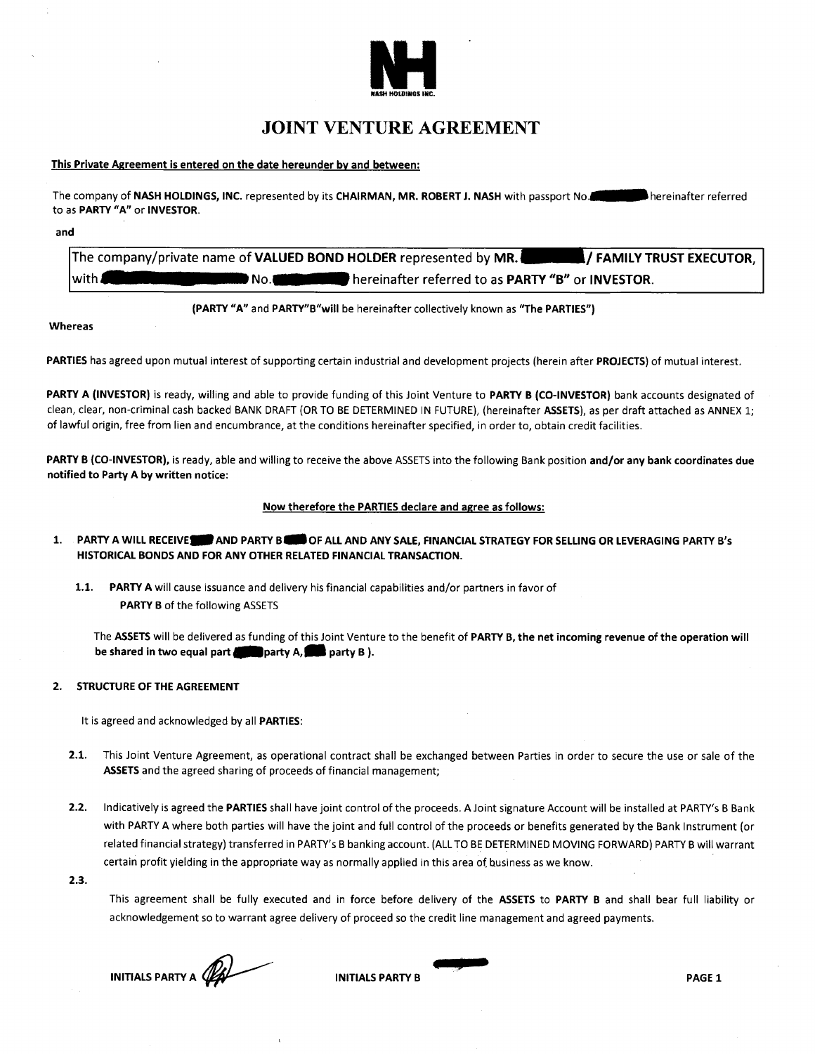NH
NASH HOLDINGS INC.

# JOINT VENTURE AGREEMENT

**This Private Agreement is entered on the date hereunder by and between:**

The company of **NASH HOLDINGS, INC.** represented by its **CHAIRMAN, MR. ROBERT J. NASH** with passport No.████ hereinafter referred to as **PARTY "A"** or **INVESTOR**.

**and**

The company/private name of **VALUED BOND HOLDER** represented by **MR.** ████**/ FAMILY TRUST EXECUTOR,** with ████ No.████ hereinafter referred to as **PARTY "B"** or **INVESTOR.**

**(PARTY "A"** and **PARTY"B"will** be hereinafter collectively known as **"The PARTIES")**

**Whereas**

**PARTIES** has agreed upon mutual interest of supporting certain industrial and development projects (herein after **PROJECTS**) of mutual interest.

**PARTY A (INVESTOR)** is ready, willing and able to provide funding of this Joint Venture to **PARTY B (CO-INVESTOR)** bank accounts designated of clean, clear, non-criminal cash backed BANK DRAFT (OR TO BE DETERMINED IN FUTURE), (hereinafter **ASSETS**), as per draft attached as ANNEX 1; of lawful origin, free from lien and encumbrance, at the conditions hereinafter specified, in order to, obtain credit facilities.

**PARTY B (CO-INVESTOR),** is ready, able and willing to receive the above ASSETS into the following Bank position **and/or any bank coordinates due notified to Party A by written notice:**

**Now therefore the PARTIES declare and agree as follows:**

1. **PARTY A WILL RECEIVE████ AND PARTY B████ OF ALL AND ANY SALE, FINANCIAL STRATEGY FOR SELLING OR LEVERAGING PARTY B's HISTORICAL BONDS AND FOR ANY OTHER RELATED FINANCIAL TRANSACTION.**

   1.1. **PARTY A** will cause issuance and delivery his financial capabilities and/or partners in favor of **PARTY B** of the following ASSETS

   The **ASSETS** will be delivered as funding of this Joint Venture to the benefit of **PARTY B, the net incoming revenue of the operation will be shared in two equal part ████party A, ████ party B ).**

2. **STRUCTURE OF THE AGREEMENT**

   It is agreed and acknowledged by all **PARTIES**:

   2.1. This Joint Venture Agreement, as operational contract shall be exchanged between Parties in order to secure the use or sale of the **ASSETS** and the agreed sharing of proceeds of financial management;

   2.2. Indicatively is agreed the **PARTIES** shall have joint control of the proceeds. A Joint signature Account will be installed at PARTY's B Bank with PARTY A where both parties will have the joint and full control of the proceeds or benefits generated by the Bank Instrument (or related financial strategy) transferred in PARTY's B banking account. (ALL TO BE DETERMINED MOVING FORWARD) PARTY B will warrant certain profit yielding in the appropriate way as normally applied in this area of business as we know.

   2.3. This agreement shall be fully executed and in force before delivery of the **ASSETS** to **PARTY B** and shall bear full liability or acknowledgement so to warrant agree delivery of proceed so the credit line management and agreed payments.

**INITIALS PARTY A** [initials] **INITIALS PARTY B** ████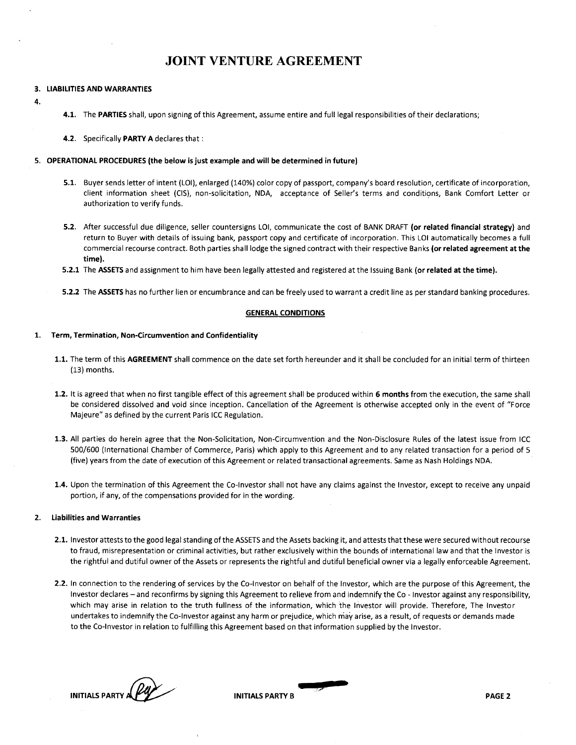# JOINT VENTURE AGREEMENT

**3. LIABILITIES AND WARRANTIES**

**4.**

**4.1.** The **PARTIES** shall, upon signing of this Agreement, assume entire and full legal responsibilities of their declarations;

**4.2.** Specifically **PARTY A** declares that :

**5. OPERATIONAL PROCEDURES (the below is just example and will be determined in future)**

**5.1.** Buyer sends letter of intent (LOI), enlarged (140%) color copy of passport, company's board resolution, certificate of incorporation, client information sheet (CIS), non-solicitation, NDA, acceptance of Seller's terms and conditions, Bank Comfort Letter or authorization to verify funds.

**5.2.** After successful due diligence, seller countersigns LOI, communicate the cost of BANK DRAFT **(or related financial strategy)** and return to Buyer with details of issuing bank, passport copy and certificate of incorporation. This LOI automatically becomes a full commercial recourse contract. Both parties shall lodge the signed contract with their respective Banks **(or related agreement at the time).**

**5.2.1** The **ASSETS** and assignment to him have been legally attested and registered at the Issuing Bank **(or related at the time).**

**5.2.2** The **ASSETS** has no further lien or encumbrance and can be freely used to warrant a credit line as per standard banking procedures.

**GENERAL CONDITIONS**

**1. Term, Termination, Non-Circumvention and Confidentiality**

**1.1.** The term of this **AGREEMENT** shall commence on the date set forth hereunder and it shall be concluded for an initial term of thirteen (13) months.

**1.2.** It is agreed that when no first tangible effect of this agreement shall be produced within **6 months** from the execution, the same shall be considered dissolved and void since inception. Cancellation of the Agreement is otherwise accepted only in the event of "Force Majeure" as defined by the current Paris ICC Regulation.

**1.3.** All parties do herein agree that the Non-Solicitation, Non-Circumvention and the Non-Disclosure Rules of the latest issue from ICC 500/600 (International Chamber of Commerce, Paris) which apply to this Agreement and to any related transaction for a period of 5 (five) years from the date of execution of this Agreement or related transactional agreements. Same as Nash Holdings NDA.

**1.4.** Upon the termination of this Agreement the Co-Investor shall not have any claims against the Investor, except to receive any unpaid portion, if any, of the compensations provided for in the wording.

**2. Liabilities and Warranties**

**2.1.** Investor attests to the good legal standing of the ASSETS and the Assets backing it, and attests that these were secured without recourse to fraud, misrepresentation or criminal activities, but rather exclusively within the bounds of international law and that the Investor is the rightful and dutiful owner of the Assets or represents the rightful and dutiful beneficial owner via a legally enforceable Agreement.

**2.2.** In connection to the rendering of services by the Co-Investor on behalf of the Investor, which are the purpose of this Agreement, the Investor declares – and reconfirms by signing this Agreement to relieve from and indemnify the Co - Investor against any responsibility, which may arise in relation to the truth fullness of the information, which the Investor will provide. Therefore, The Investor undertakes to indemnify the Co-Investor against any harm or prejudice, which may arise, as a result, of requests or demands made to the Co-Investor in relation to fulfilling this Agreement based on that information supplied by the Investor.

**INITIALS PARTY A** &nbsp;&nbsp;&nbsp;&nbsp; **INITIALS PARTY B**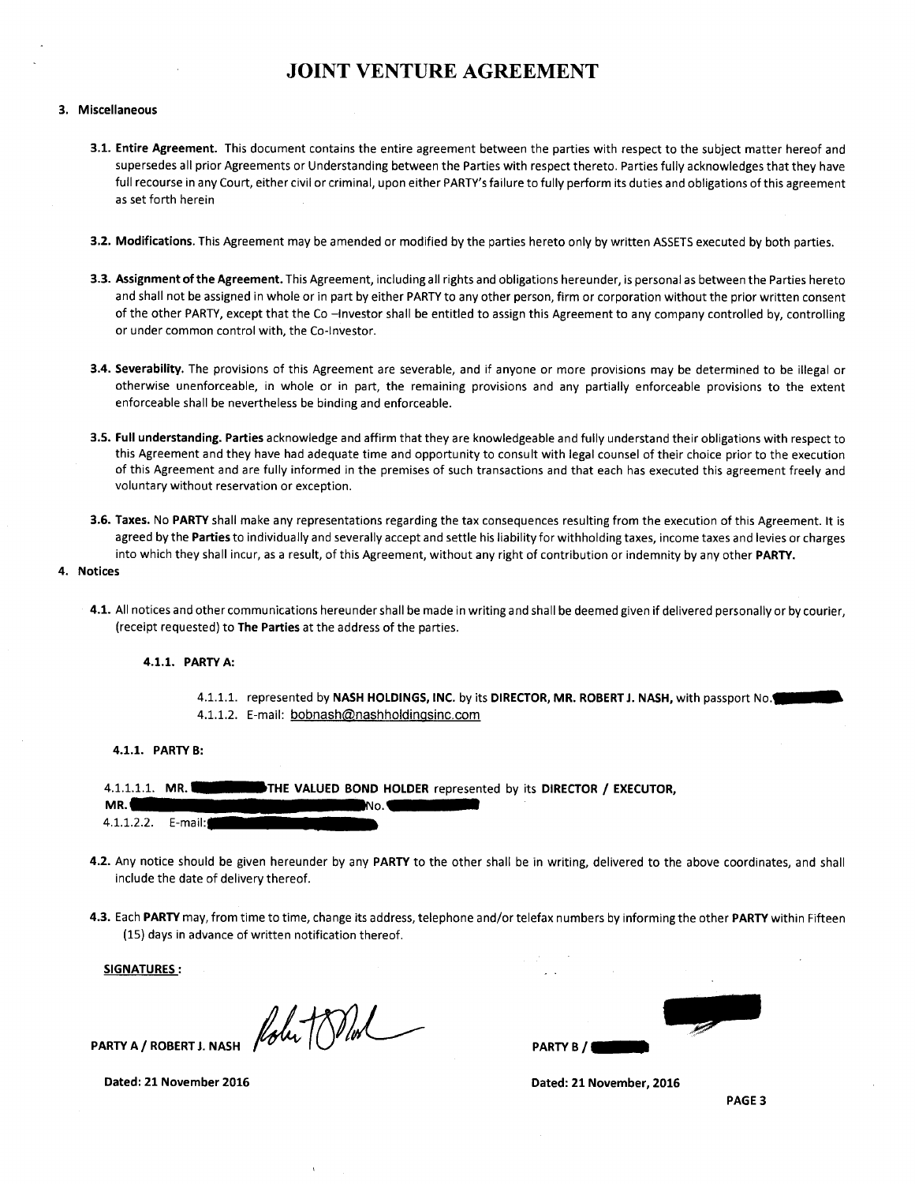# JOINT VENTURE AGREEMENT

## 3. Miscellaneous

**3.1. Entire Agreement.** This document contains the entire agreement between the parties with respect to the subject matter hereof and supersedes all prior Agreements or Understanding between the Parties with respect thereto. Parties fully acknowledges that they have full recourse in any Court, either civil or criminal, upon either PARTY's failure to fully perform its duties and obligations of this agreement as set forth herein

**3.2. Modifications.** This Agreement may be amended or modified by the parties hereto only by written ASSETS executed by both parties.

**3.3. Assignment of the Agreement.** This Agreement, including all rights and obligations hereunder, is personal as between the Parties hereto and shall not be assigned in whole or in part by either PARTY to any other person, firm or corporation without the prior written consent of the other PARTY, except that the Co –Investor shall be entitled to assign this Agreement to any company controlled by, controlling or under common control with, the Co-Investor.

**3.4. Severability.** The provisions of this Agreement are severable, and if anyone or more provisions may be determined to be illegal or otherwise unenforceable, in whole or in part, the remaining provisions and any partially enforceable provisions to the extent enforceable shall be nevertheless be binding and enforceable.

**3.5. Full understanding. Parties** acknowledge and affirm that they are knowledgeable and fully understand their obligations with respect to this Agreement and they have had adequate time and opportunity to consult with legal counsel of their choice prior to the execution of this Agreement and are fully informed in the premises of such transactions and that each has executed this agreement freely and voluntary without reservation or exception.

**3.6. Taxes.** No **PARTY** shall make any representations regarding the tax consequences resulting from the execution of this Agreement. It is agreed by the **Parties** to individually and severally accept and settle his liability for withholding taxes, income taxes and levies or charges into which they shall incur, as a result, of this Agreement, without any right of contribution or indemnity by any other **PARTY.**

## 4. Notices

**4.1.** All notices and other communications hereunder shall be made in writing and shall be deemed given if delivered personally or by courier, (receipt requested) to **The Parties** at the address of the parties.

**4.1.1. PARTY A:**

4.1.1.1. represented by **NASH HOLDINGS, INC.** by its **DIRECTOR, MR. ROBERT J. NASH,** with passport No. [REDACTED]
4.1.1.2. E-mail: bobnash@nashholdingsinc.com

**4.1.1. PARTY B:**

4.1.1.1.1. **MR.** [REDACTED] **THE VALUED BOND HOLDER** represented by its **DIRECTOR / EXECUTOR, MR.** [REDACTED] No. [REDACTED]
4.1.1.2.2. E-mail: [REDACTED]

**4.2.** Any notice should be given hereunder by any **PARTY** to the other shall be in writing, delivered to the above coordinates, and shall include the date of delivery thereof.

**4.3.** Each **PARTY** may, from time to time, change its address, telephone and/or telefax numbers by informing the other **PARTY** within Fifteen (15) days in advance of written notification thereof.

**SIGNATURES :**

PARTY A / ROBERT J. NASH [signature]

**Dated: 21 November 2016**

PARTY B / [REDACTED] [signature]

**Dated: 21 November, 2016**